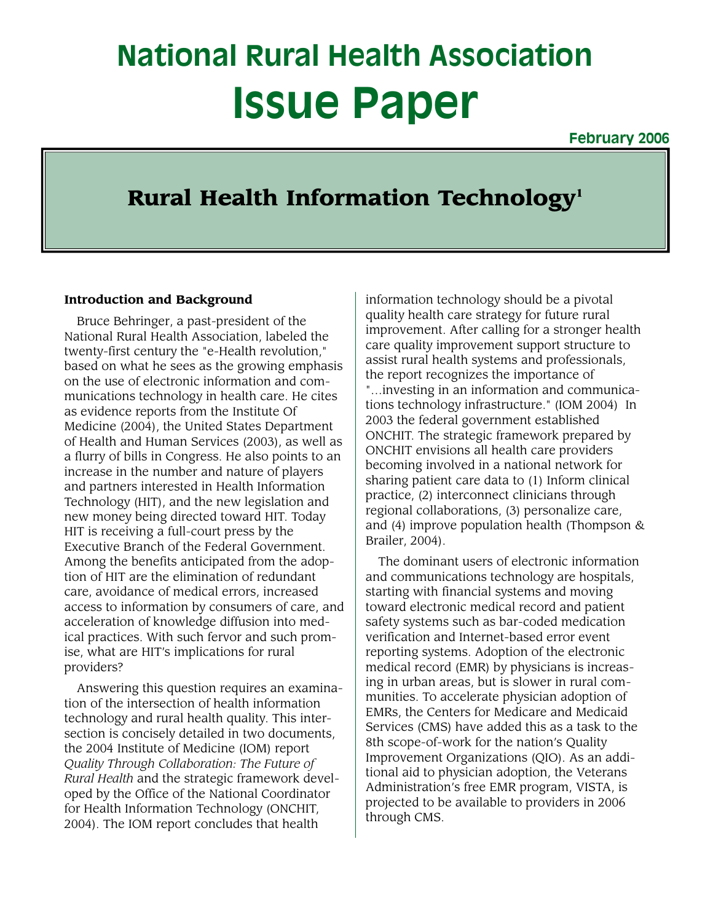# National Rural Health Association

# Issue Paper

**February 2006**

## Rural Health Information Technology[1]

### Introduction and Background

Bruce Behringer, a past-president of the National Rural Health Association, labeled the twenty-first century the "e-Health revolution," based on what he sees as the growing emphasis on the use of electronic information and communications technology in health care. He cites as evidence reports from the Institute Of Medicine (2004), the United States Department of Health and Human Services (2003), as well as a flurry of bills in Congress. He also points to an increase in the number and nature of players and partners interested in Health Information Technology (HIT), and the new legislation and new money being directed toward HIT. Today HIT is receiving a full-court press by the Executive Branch of the Federal Government. Among the benefits anticipated from the adoption of HIT are the elimination of redundant care, avoidance of medical errors, increased access to information by consumers of care, and acceleration of knowledge diffusion into medical practices. With such fervor and such promise, what are HIT's implications for rural providers?

Answering this question requires an examination of the intersection of health information technology and rural health quality. This intersection is concisely detailed in two documents, the 2004 Institute of Medicine (IOM) report *Quality Through Collaboration: The Future of Rural Health* and the strategic framework developed by the Office of the National Coordinator for Health Information Technology (ONCHIT, 2004). The IOM report concludes that health information technology should be a pivotal quality health care strategy for future rural improvement. After calling for a stronger health care quality improvement support structure to assist rural health systems and professionals, the report recognizes the importance of "…investing in an information and communications technology infrastructure." (IOM 2004) In 2003 the federal government established ONCHIT. The strategic framework prepared by ONCHIT envisions all health care providers becoming involved in a national network for sharing patient care data to (1) Inform clinical practice, (2) interconnect clinicians through regional collaborations, (3) personalize care, and (4) improve population health (Thompson & Brailer, 2004).

The dominant users of electronic information and communications technology are hospitals, starting with financial systems and moving toward electronic medical record and patient safety systems such as bar-coded medication verification and Internet-based error event reporting systems. Adoption of the electronic medical record (EMR) by physicians is increasing in urban areas, but is slower in rural communities. To accelerate physician adoption of EMRs, the Centers for Medicare and Medicaid Services (CMS) have added this as a task to the 8th scope-of-work for the nation's Quality Improvement Organizations (QIO). As an additional aid to physician adoption, the Veterans Administration's free EMR program, VISTA, is projected to be available to providers in 2006 through CMS.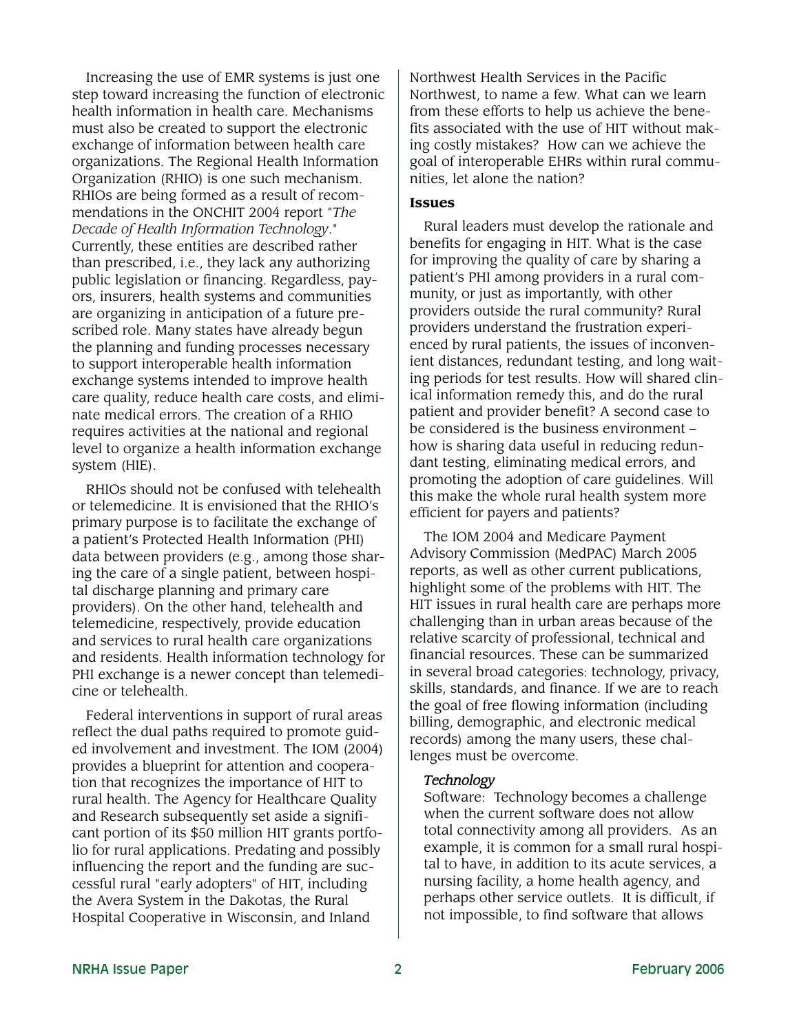Increasing the use of EMR systems is just one step toward increasing the function of electronic health information in health care. Mechanisms must also be created to support the electronic exchange of information between health care organizations. The Regional Health Information Organization (RHIO) is one such mechanism. RHIOs are being formed as a result of recommendations in the ONCHIT 2004 report "*The Decade of Health Information Technology*." Currently, these entities are described rather than prescribed, i.e., they lack any authorizing public legislation or financing. Regardless, payors, insurers, health systems and communities are organizing in anticipation of a future prescribed role. Many states have already begun the planning and funding processes necessary to support interoperable health information exchange systems intended to improve health care quality, reduce health care costs, and eliminate medical errors. The creation of a RHIO requires activities at the national and regional level to organize a health information exchange system (HIE).

RHIOs should not be confused with telehealth or telemedicine. It is envisioned that the RHIO's primary purpose is to facilitate the exchange of a patient's Protected Health Information (PHI) data between providers (e.g., among those sharing the care of a single patient, between hospital discharge planning and primary care providers). On the other hand, telehealth and telemedicine, respectively, provide education and services to rural health care organizations and residents. Health information technology for PHI exchange is a newer concept than telemedicine or telehealth.

Federal interventions in support of rural areas reflect the dual paths required to promote guided involvement and investment. The IOM (2004) provides a blueprint for attention and cooperation that recognizes the importance of HIT to rural health. The Agency for Healthcare Quality and Research subsequently set aside a significant portion of its $50 million HIT grants portfolio for rural applications. Predating and possibly influencing the report and the funding are successful rural "early adopters" of HIT, including the Avera System in the Dakotas, the Rural Hospital Cooperative in Wisconsin, and Inland Northwest Health Services in the Pacific Northwest, to name a few. What can we learn from these efforts to help us achieve the benefits associated with the use of HIT without making costly mistakes? How can we achieve the goal of interoperable EHRs within rural communities, let alone the nation?

### Issues

Rural leaders must develop the rationale and benefits for engaging in HIT. What is the case for improving the quality of care by sharing a patient's PHI among providers in a rural community, or just as importantly, with other providers outside the rural community? Rural providers understand the frustration experienced by rural patients, the issues of inconvenient distances, redundant testing, and long waiting periods for test results. How will shared clinical information remedy this, and do the rural patient and provider benefit? A second case to be considered is the business environment – how is sharing data useful in reducing redundant testing, eliminating medical errors, and promoting the adoption of care guidelines. Will this make the whole rural health system more efficient for payers and patients?

The IOM 2004 and Medicare Payment Advisory Commission (MedPAC) March 2005 reports, as well as other current publications, highlight some of the problems with HIT. The HIT issues in rural health care are perhaps more challenging than in urban areas because of the relative scarcity of professional, technical and financial resources. These can be summarized in several broad categories: technology, privacy, skills, standards, and finance. If we are to reach the goal of free flowing information (including billing, demographic, and electronic medical records) among the many users, these challenges must be overcome.

#### *Technology*

Software: Technology becomes a challenge when the current software does not allow total connectivity among all providers. As an example, it is common for a small rural hospital to have, in addition to its acute services, a nursing facility, a home health agency, and perhaps other service outlets. It is difficult, if not impossible, to find software that allows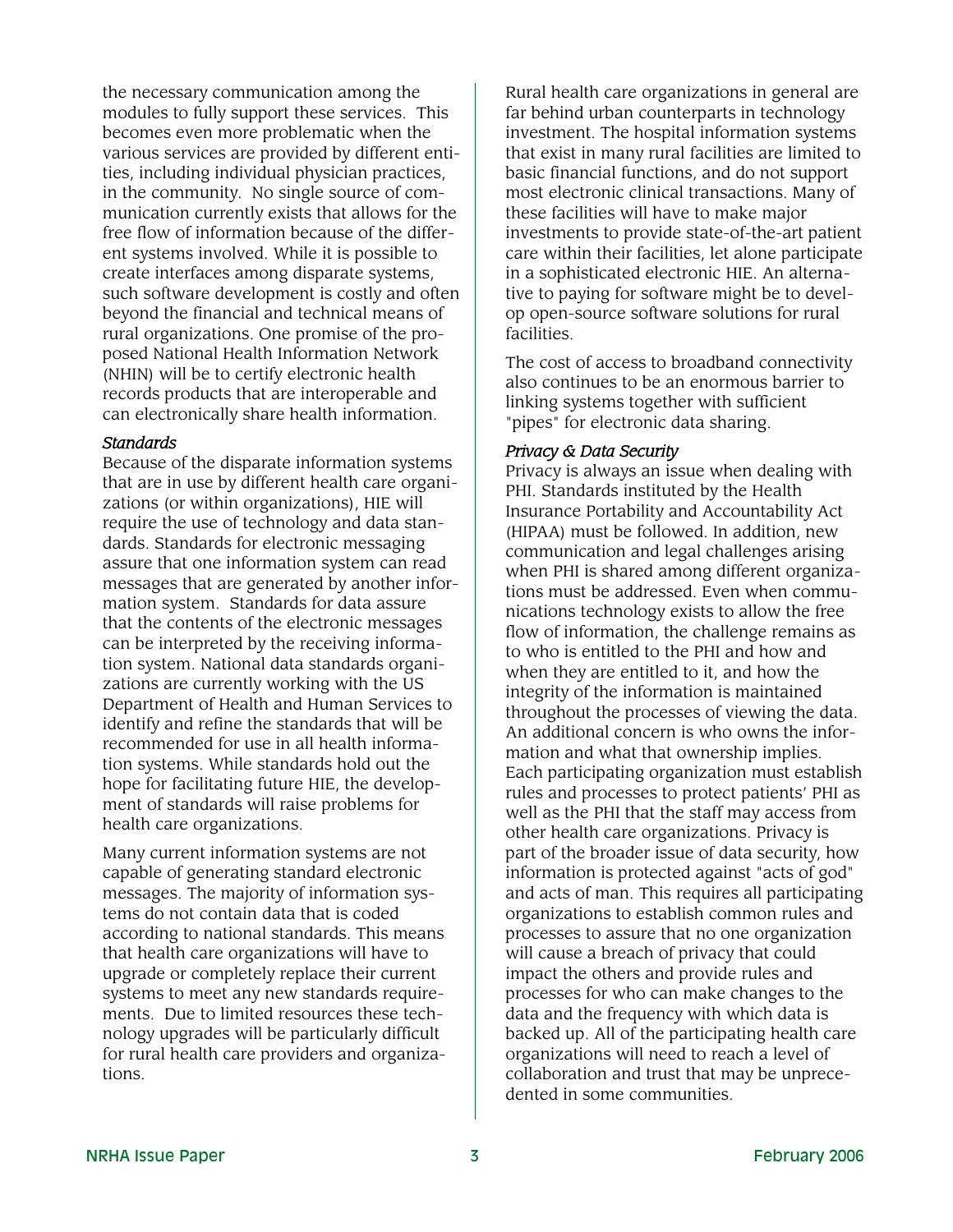the necessary communication among the modules to fully support these services. This becomes even more problematic when the various services are provided by different entities, including individual physician practices, in the community. No single source of communication currently exists that allows for the free flow of information because of the different systems involved. While it is possible to create interfaces among disparate systems, such software development is costly and often beyond the financial and technical means of rural organizations. One promise of the proposed National Health Information Network (NHIN) will be to certify electronic health records products that are interoperable and can electronically share health information.

### *Standards*

Because of the disparate information systems that are in use by different health care organizations (or within organizations), HIE will require the use of technology and data standards. Standards for electronic messaging assure that one information system can read messages that are generated by another information system. Standards for data assure that the contents of the electronic messages can be interpreted by the receiving information system. National data standards organizations are currently working with the US Department of Health and Human Services to identify and refine the standards that will be recommended for use in all health information systems. While standards hold out the hope for facilitating future HIE, the development of standards will raise problems for health care organizations.

Many current information systems are not capable of generating standard electronic messages. The majority of information systems do not contain data that is coded according to national standards. This means that health care organizations will have to upgrade or completely replace their current systems to meet any new standards requirements. Due to limited resources these technology upgrades will be particularly difficult for rural health care providers and organizations.

Rural health care organizations in general are far behind urban counterparts in technology investment. The hospital information systems that exist in many rural facilities are limited to basic financial functions, and do not support most electronic clinical transactions. Many of these facilities will have to make major investments to provide state-of-the-art patient care within their facilities, let alone participate in a sophisticated electronic HIE. An alternative to paying for software might be to develop open-source software solutions for rural facilities.

The cost of access to broadband connectivity also continues to be an enormous barrier to linking systems together with sufficient "pipes" for electronic data sharing.

### *Privacy & Data Security*

Privacy is always an issue when dealing with PHI. Standards instituted by the Health Insurance Portability and Accountability Act (HIPAA) must be followed. In addition, new communication and legal challenges arising when PHI is shared among different organizations must be addressed. Even when communications technology exists to allow the free flow of information, the challenge remains as to who is entitled to the PHI and how and when they are entitled to it, and how the integrity of the information is maintained throughout the processes of viewing the data. An additional concern is who owns the information and what that ownership implies. Each participating organization must establish rules and processes to protect patients' PHI as well as the PHI that the staff may access from other health care organizations. Privacy is part of the broader issue of data security, how information is protected against "acts of god" and acts of man. This requires all participating organizations to establish common rules and processes to assure that no one organization will cause a breach of privacy that could impact the others and provide rules and processes for who can make changes to the data and the frequency with which data is backed up. All of the participating health care organizations will need to reach a level of collaboration and trust that may be unprecedented in some communities.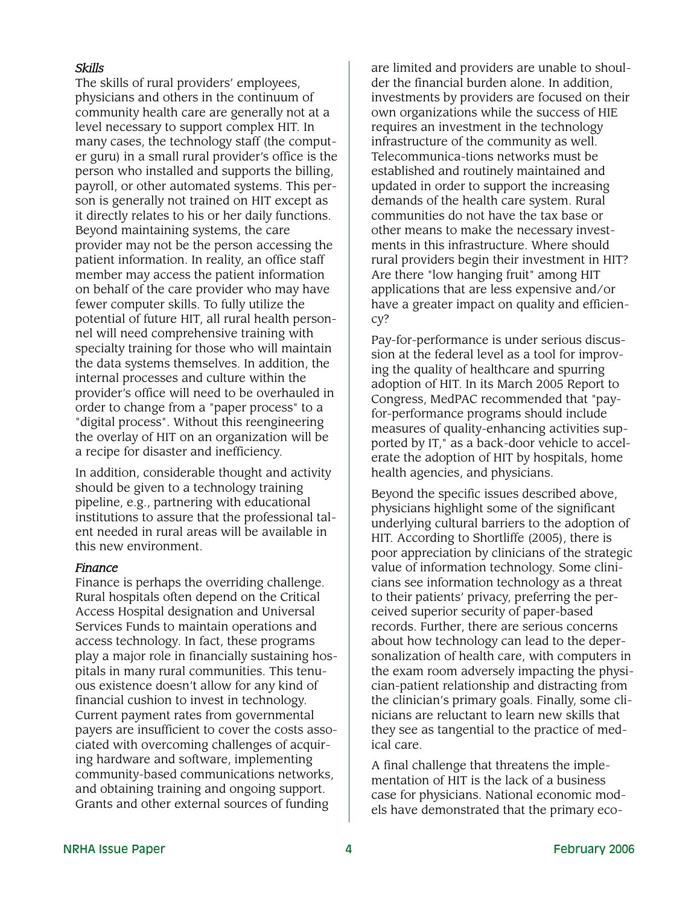### *Skills*

The skills of rural providers' employees, physicians and others in the continuum of community health care are generally not at a level necessary to support complex HIT. In many cases, the technology staff (the computer guru) in a small rural provider's office is the person who installed and supports the billing, payroll, or other automated systems. This person is generally not trained on HIT except as it directly relates to his or her daily functions. Beyond maintaining systems, the care provider may not be the person accessing the patient information. In reality, an office staff member may access the patient information on behalf of the care provider who may have fewer computer skills. To fully utilize the potential of future HIT, all rural health personnel will need comprehensive training with specialty training for those who will maintain the data systems themselves. In addition, the internal processes and culture within the provider's office will need to be overhauled in order to change from a "paper process" to a "digital process". Without this reengineering the overlay of HIT on an organization will be a recipe for disaster and inefficiency.

In addition, considerable thought and activity should be given to a technology training pipeline, e.g., partnering with educational institutions to assure that the professional talent needed in rural areas will be available in this new environment.

### *Finance*

Finance is perhaps the overriding challenge. Rural hospitals often depend on the Critical Access Hospital designation and Universal Services Funds to maintain operations and access technology. In fact, these programs play a major role in financially sustaining hospitals in many rural communities. This tenuous existence doesn't allow for any kind of financial cushion to invest in technology. Current payment rates from governmental payers are insufficient to cover the costs associated with overcoming challenges of acquiring hardware and software, implementing community-based communications networks, and obtaining training and ongoing support. Grants and other external sources of funding are limited and providers are unable to shoulder the financial burden alone. In addition, investments by providers are focused on their own organizations while the success of HIE requires an investment in the technology infrastructure of the community as well. Telecommunica-tions networks must be established and routinely maintained and updated in order to support the increasing demands of the health care system. Rural communities do not have the tax base or other means to make the necessary investments in this infrastructure. Where should rural providers begin their investment in HIT? Are there "low hanging fruit" among HIT applications that are less expensive and/or have a greater impact on quality and efficiency?

Pay-for-performance is under serious discussion at the federal level as a tool for improving the quality of healthcare and spurring adoption of HIT. In its March 2005 Report to Congress, MedPAC recommended that "pay-for-performance programs should include measures of quality-enhancing activities supported by IT," as a back-door vehicle to accelerate the adoption of HIT by hospitals, home health agencies, and physicians.

Beyond the specific issues described above, physicians highlight some of the significant underlying cultural barriers to the adoption of HIT. According to Shortliffe (2005), there is poor appreciation by clinicians of the strategic value of information technology. Some clinicians see information technology as a threat to their patients' privacy, preferring the perceived superior security of paper-based records. Further, there are serious concerns about how technology can lead to the depersonalization of health care, with computers in the exam room adversely impacting the physician-patient relationship and distracting from the clinician's primary goals. Finally, some clinicians are reluctant to learn new skills that they see as tangential to the practice of medical care.

A final challenge that threatens the implementation of HIT is the lack of a business case for physicians. National economic models have demonstrated that the primary eco-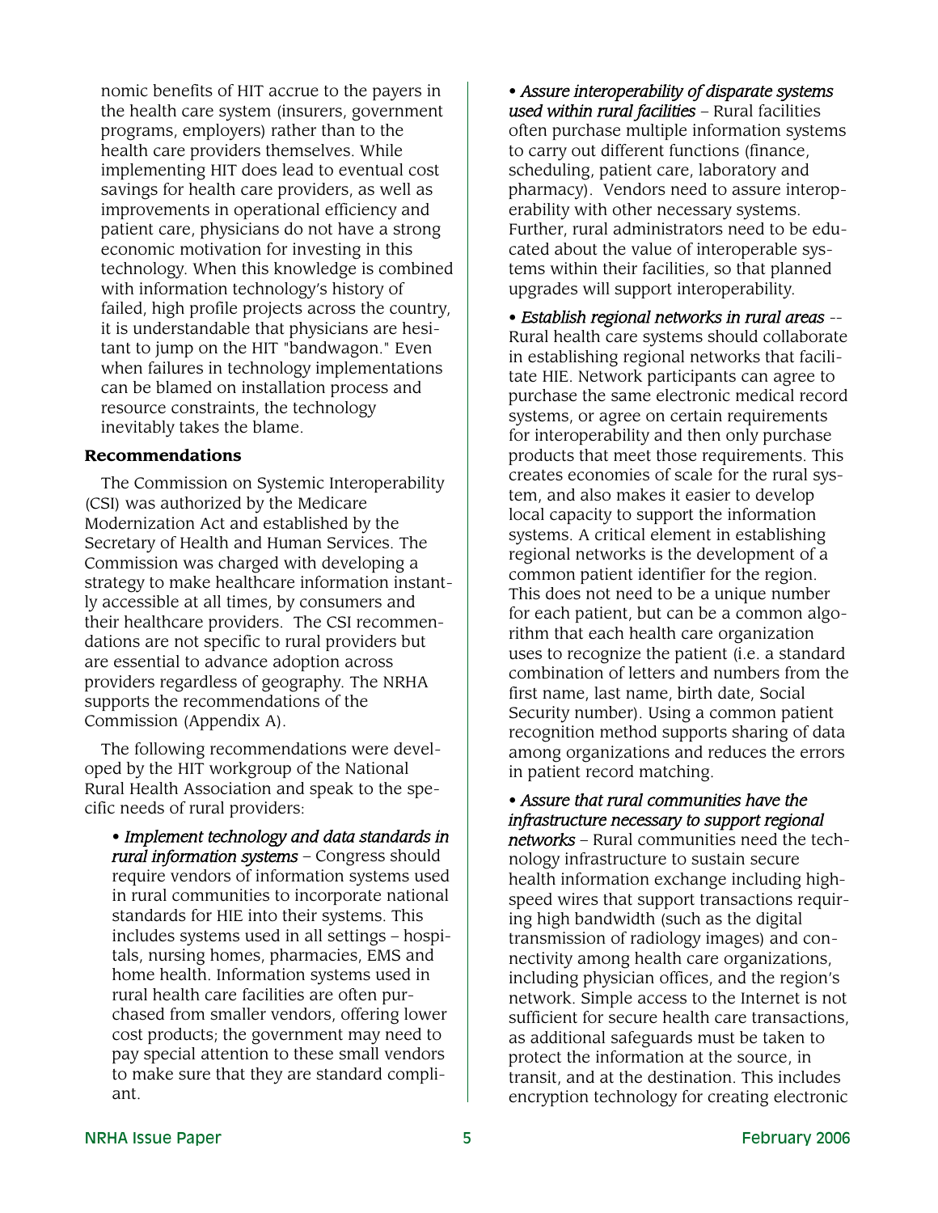nomic benefits of HIT accrue to the payers in the health care system (insurers, government programs, employers) rather than to the health care providers themselves. While implementing HIT does lead to eventual cost savings for health care providers, as well as improvements in operational efficiency and patient care, physicians do not have a strong economic motivation for investing in this technology. When this knowledge is combined with information technology's history of failed, high profile projects across the country, it is understandable that physicians are hesitant to jump on the HIT "bandwagon." Even when failures in technology implementations can be blamed on installation process and resource constraints, the technology inevitably takes the blame.

**Recommendations**

The Commission on Systemic Interoperability (CSI) was authorized by the Medicare Modernization Act and established by the Secretary of Health and Human Services. The Commission was charged with developing a strategy to make healthcare information instantly accessible at all times, by consumers and their healthcare providers. The CSI recommendations are not specific to rural providers but are essential to advance adoption across providers regardless of geography. The NRHA supports the recommendations of the Commission (Appendix A).

The following recommendations were developed by the HIT workgroup of the National Rural Health Association and speak to the specific needs of rural providers:

- *Implement technology and data standards in rural information systems* – Congress should require vendors of information systems used in rural communities to incorporate national standards for HIE into their systems. This includes systems used in all settings – hospitals, nursing homes, pharmacies, EMS and home health. Information systems used in rural health care facilities are often purchased from smaller vendors, offering lower cost products; the government may need to pay special attention to these small vendors to make sure that they are standard compliant.

- *Assure interoperability of disparate systems used within rural facilities* – Rural facilities often purchase multiple information systems to carry out different functions (finance, scheduling, patient care, laboratory and pharmacy). Vendors need to assure interoperability with other necessary systems. Further, rural administrators need to be educated about the value of interoperable systems within their facilities, so that planned upgrades will support interoperability.

- *Establish regional networks in rural areas* -- Rural health care systems should collaborate in establishing regional networks that facilitate HIE. Network participants can agree to purchase the same electronic medical record systems, or agree on certain requirements for interoperability and then only purchase products that meet those requirements. This creates economies of scale for the rural system, and also makes it easier to develop local capacity to support the information systems. A critical element in establishing regional networks is the development of a common patient identifier for the region. This does not need to be a unique number for each patient, but can be a common algorithm that each health care organization uses to recognize the patient (i.e. a standard combination of letters and numbers from the first name, last name, birth date, Social Security number). Using a common patient recognition method supports sharing of data among organizations and reduces the errors in patient record matching.

- *Assure that rural communities have the infrastructure necessary to support regional networks* – Rural communities need the technology infrastructure to sustain secure health information exchange including high-speed wires that support transactions requiring high bandwidth (such as the digital transmission of radiology images) and connectivity among health care organizations, including physician offices, and the region's network. Simple access to the Internet is not sufficient for secure health care transactions, as additional safeguards must be taken to protect the information at the source, in transit, and at the destination. This includes encryption technology for creating electronic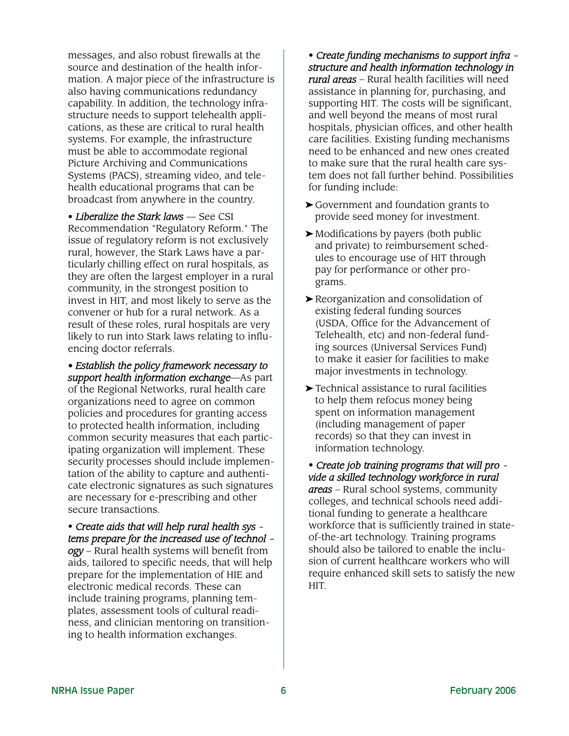messages, and also robust firewalls at the source and destination of the health information. A major piece of the infrastructure is also having communications redundancy capability. In addition, the technology infrastructure needs to support telehealth applications, as these are critical to rural health systems. For example, the infrastructure must be able to accommodate regional Picture Archiving and Communications Systems (PACS), streaming video, and telehealth educational programs that can be broadcast from anywhere in the country.

• *Liberalize the Stark laws* — See CSI Recommendation "Regulatory Reform." The issue of regulatory reform is not exclusively rural, however, the Stark Laws have a particularly chilling effect on rural hospitals, as they are often the largest employer in a rural community, in the strongest position to invest in HIT, and most likely to serve as the convener or hub for a rural network. As a result of these roles, rural hospitals are very likely to run into Stark laws relating to influencing doctor referrals.

• *Establish the policy framework necessary to support health information exchange*—As part of the Regional Networks, rural health care organizations need to agree on common policies and procedures for granting access to protected health information, including common security measures that each participating organization will implement. These security processes should include implementation of the ability to capture and authenticate electronic signatures as such signatures are necessary for e-prescribing and other secure transactions.

• *Create aids that will help rural health systems prepare for the increased use of technology* – Rural health systems will benefit from aids, tailored to specific needs, that will help prepare for the implementation of HIE and electronic medical records. These can include training programs, planning templates, assessment tools of cultural readiness, and clinician mentoring on transitioning to health information exchanges.

• *Create funding mechanisms to support infrastructure and health information technology in rural areas* – Rural health facilities will need assistance in planning for, purchasing, and supporting HIT. The costs will be significant, and well beyond the means of most rural hospitals, physician offices, and other health care facilities. Existing funding mechanisms need to be enhanced and new ones created to make sure that the rural health care system does not fall further behind. Possibilities for funding include:

- Government and foundation grants to provide seed money for investment.
- Modifications by payers (both public and private) to reimbursement schedules to encourage use of HIT through pay for performance or other programs.
- Reorganization and consolidation of existing federal funding sources (USDA, Office for the Advancement of Telehealth, etc) and non-federal funding sources (Universal Services Fund) to make it easier for facilities to make major investments in technology.
- Technical assistance to rural facilities to help them refocus money being spent on information management (including management of paper records) so that they can invest in information technology.

• *Create job training programs that will provide a skilled technology workforce in rural areas* – Rural school systems, community colleges, and technical schools need additional funding to generate a healthcare workforce that is sufficiently trained in state-of-the-art technology. Training programs should also be tailored to enable the inclusion of current healthcare workers who will require enhanced skill sets to satisfy the new HIT.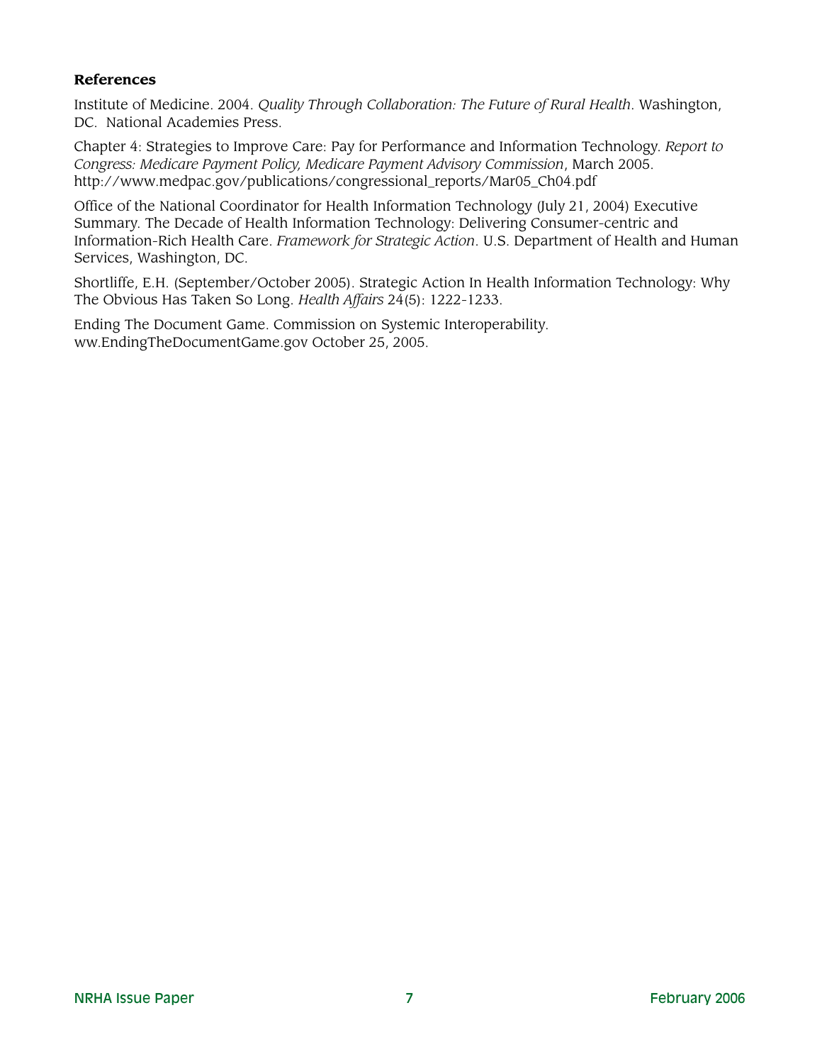**References**

Institute of Medicine. 2004. *Quality Through Collaboration: The Future of Rural Health*. Washington, DC. National Academies Press.

Chapter 4: Strategies to Improve Care: Pay for Performance and Information Technology. *Report to Congress: Medicare Payment Policy, Medicare Payment Advisory Commission*, March 2005. http://www.medpac.gov/publications/congressional_reports/Mar05_Ch04.pdf

Office of the National Coordinator for Health Information Technology (July 21, 2004) Executive Summary. The Decade of Health Information Technology: Delivering Consumer-centric and Information-Rich Health Care. *Framework for Strategic Action*. U.S. Department of Health and Human Services, Washington, DC.

Shortliffe, E.H. (September/October 2005). Strategic Action In Health Information Technology: Why The Obvious Has Taken So Long. *Health Affairs* 24(5): 1222-1233.

Ending The Document Game. Commission on Systemic Interoperability. ww.EndingTheDocumentGame.gov October 25, 2005.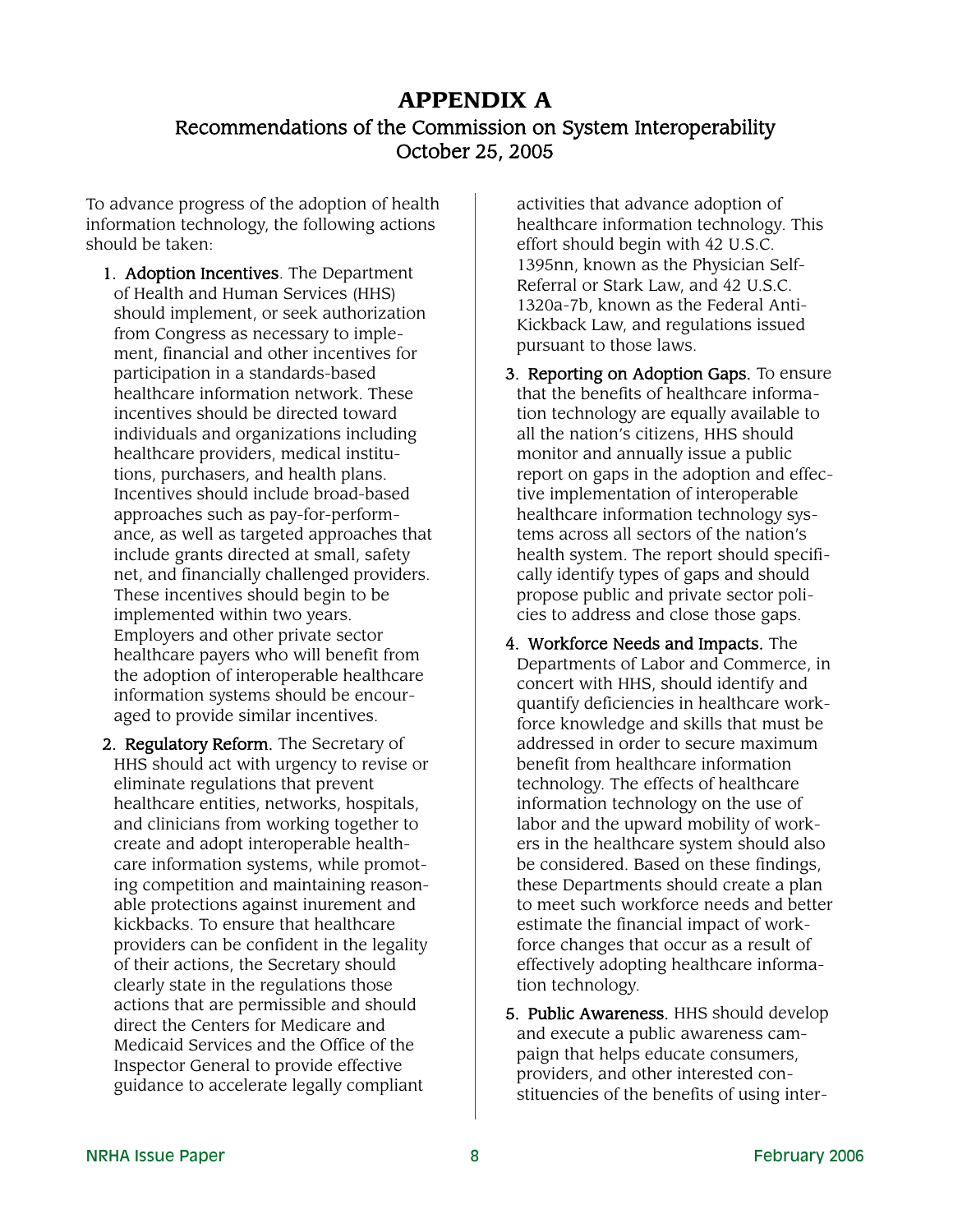# APPENDIX A

## Recommendations of the Commission on System Interoperability
## October 25, 2005

To advance progress of the adoption of health information technology, the following actions should be taken:

1. **Adoption Incentives**. The Department of Health and Human Services (HHS) should implement, or seek authorization from Congress as necessary to implement, financial and other incentives for participation in a standards-based healthcare information network. These incentives should be directed toward individuals and organizations including healthcare providers, medical institutions, purchasers, and health plans. Incentives should include broad-based approaches such as pay-for-performance, as well as targeted approaches that include grants directed at small, safety net, and financially challenged providers. These incentives should begin to be implemented within two years. Employers and other private sector healthcare payers who will benefit from the adoption of interoperable healthcare information systems should be encouraged to provide similar incentives.

2. **Regulatory Reform.** The Secretary of HHS should act with urgency to revise or eliminate regulations that prevent healthcare entities, networks, hospitals, and clinicians from working together to create and adopt interoperable healthcare information systems, while promoting competition and maintaining reasonable protections against inurement and kickbacks. To ensure that healthcare providers can be confident in the legality of their actions, the Secretary should clearly state in the regulations those actions that are permissible and should direct the Centers for Medicare and Medicaid Services and the Office of the Inspector General to provide effective guidance to accelerate legally compliant activities that advance adoption of healthcare information technology. This effort should begin with 42 U.S.C. 1395nn, known as the Physician Self-Referral or Stark Law, and 42 U.S.C. 1320a-7b, known as the Federal Anti-Kickback Law, and regulations issued pursuant to those laws.

3. **Reporting on Adoption Gaps.** To ensure that the benefits of healthcare information technology are equally available to all the nation's citizens, HHS should monitor and annually issue a public report on gaps in the adoption and effective implementation of interoperable healthcare information technology systems across all sectors of the nation's health system. The report should specifically identify types of gaps and should propose public and private sector policies to address and close those gaps.

4. **Workforce Needs and Impacts.** The Departments of Labor and Commerce, in concert with HHS, should identify and quantify deficiencies in healthcare workforce knowledge and skills that must be addressed in order to secure maximum benefit from healthcare information technology. The effects of healthcare information technology on the use of labor and the upward mobility of workers in the healthcare system should also be considered. Based on these findings, these Departments should create a plan to meet such workforce needs and better estimate the financial impact of workforce changes that occur as a result of effectively adopting healthcare information technology.

5. **Public Awareness.** HHS should develop and execute a public awareness campaign that helps educate consumers, providers, and other interested constituencies of the benefits of using inter-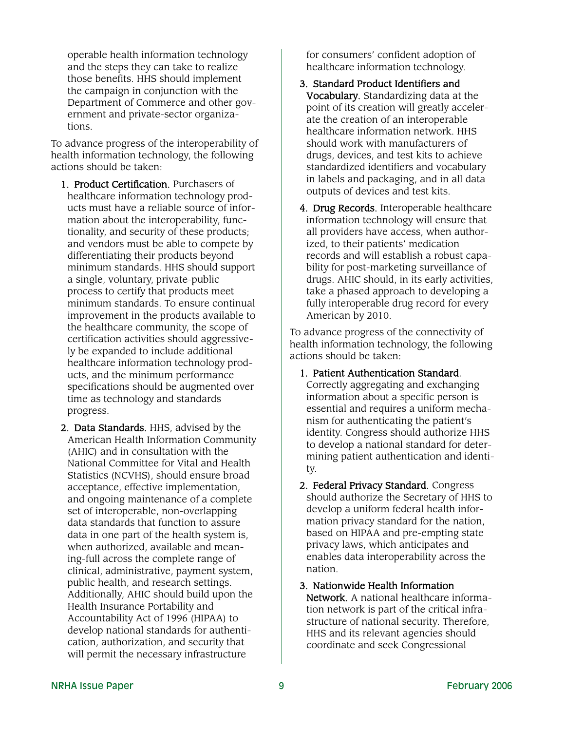operable health information technology and the steps they can take to realize those benefits. HHS should implement the campaign in conjunction with the Department of Commerce and other government and private-sector organizations.

To advance progress of the interoperability of health information technology, the following actions should be taken:

1. **Product Certification.** Purchasers of healthcare information technology products must have a reliable source of information about the interoperability, functionality, and security of these products; and vendors must be able to compete by differentiating their products beyond minimum standards. HHS should support a single, voluntary, private-public process to certify that products meet minimum standards. To ensure continual improvement in the products available to the healthcare community, the scope of certification activities should aggressively be expanded to include additional healthcare information technology products, and the minimum performance specifications should be augmented over time as technology and standards progress.

2. **Data Standards.** HHS, advised by the American Health Information Community (AHIC) and in consultation with the National Committee for Vital and Health Statistics (NCVHS), should ensure broad acceptance, effective implementation, and ongoing maintenance of a complete set of interoperable, non-overlapping data standards that function to assure data in one part of the health system is, when authorized, available and meaning-full across the complete range of clinical, administrative, payment system, public health, and research settings. Additionally, AHIC should build upon the Health Insurance Portability and Accountability Act of 1996 (HIPAA) to develop national standards for authentication, authorization, and security that will permit the necessary infrastructure for consumers' confident adoption of healthcare information technology.

3. **Standard Product Identifiers and Vocabulary.** Standardizing data at the point of its creation will greatly accelerate the creation of an interoperable healthcare information network. HHS should work with manufacturers of drugs, devices, and test kits to achieve standardized identifiers and vocabulary in labels and packaging, and in all data outputs of devices and test kits.

4. **Drug Records.** Interoperable healthcare information technology will ensure that all providers have access, when authorized, to their patients' medication records and will establish a robust capability for post-marketing surveillance of drugs. AHIC should, in its early activities, take a phased approach to developing a fully interoperable drug record for every American by 2010.

To advance progress of the connectivity of health information technology, the following actions should be taken:

1. **Patient Authentication Standard.** Correctly aggregating and exchanging information about a specific person is essential and requires a uniform mechanism for authenticating the patient's identity. Congress should authorize HHS to develop a national standard for determining patient authentication and identity.

2. **Federal Privacy Standard.** Congress should authorize the Secretary of HHS to develop a uniform federal health information privacy standard for the nation, based on HIPAA and pre-empting state privacy laws, which anticipates and enables data interoperability across the nation.

3. **Nationwide Health Information Network.** A national healthcare information network is part of the critical infrastructure of national security. Therefore, HHS and its relevant agencies should coordinate and seek Congressional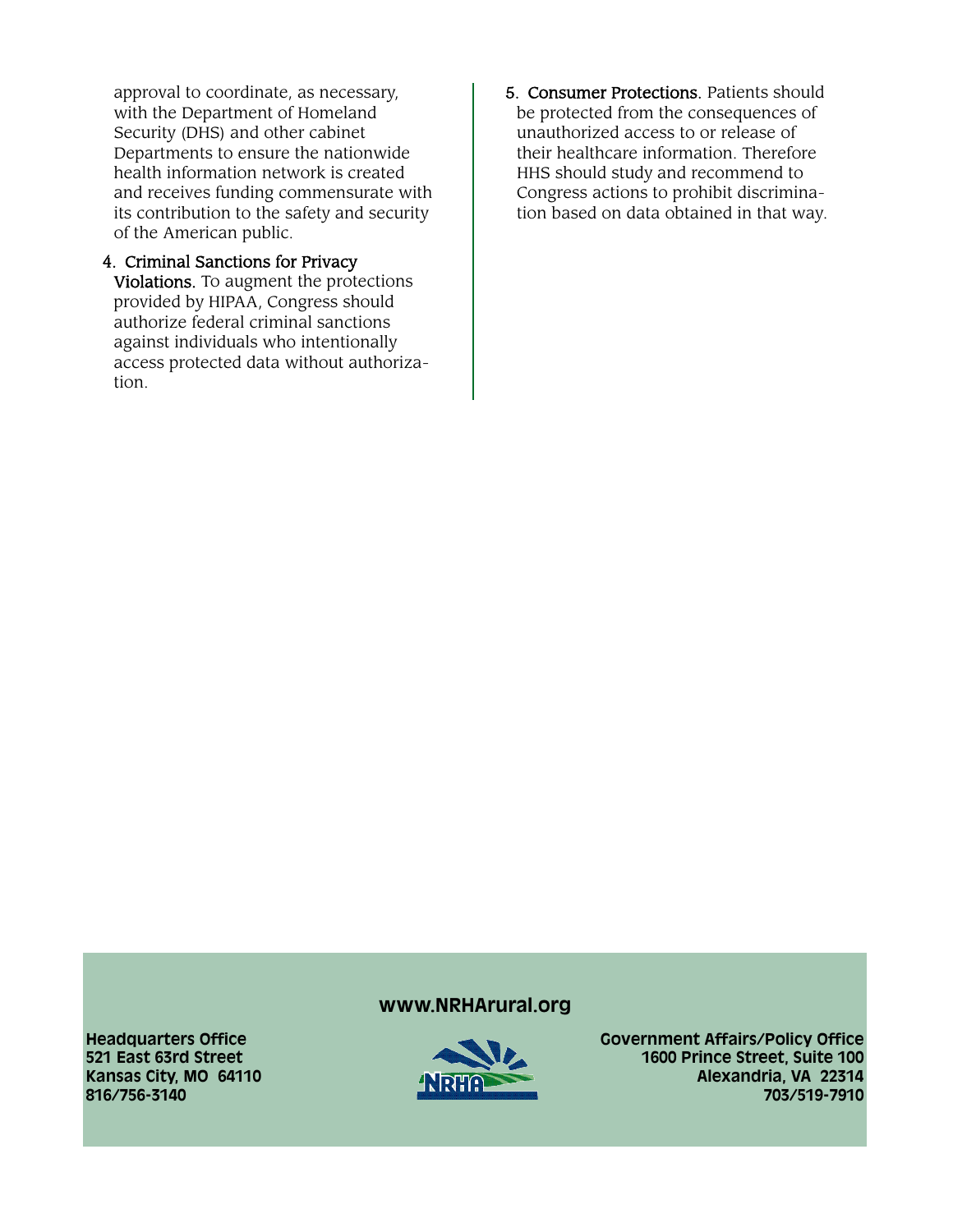approval to coordinate, as necessary, with the Department of Homeland Security (DHS) and other cabinet Departments to ensure the nationwide health information network is created and receives funding commensurate with its contribution to the safety and security of the American public.

4. **Criminal Sanctions for Privacy Violations.** To augment the protections provided by HIPAA, Congress should authorize federal criminal sanctions against individuals who intentionally access protected data without authorization.

5. **Consumer Protections.** Patients should be protected from the consequences of unauthorized access to or release of their healthcare information. Therefore HHS should study and recommend to Congress actions to prohibit discrimination based on data obtained in that way.

**www.NRHArural.org**

**Headquarters Office**
**521 East 63rd Street**
**Kansas City, MO 64110**
**816/756-3140**

NRHA

**Government Affairs/Policy Office**
**1600 Prince Street, Suite 100**
**Alexandria, VA 22314**
**703/519-7910**